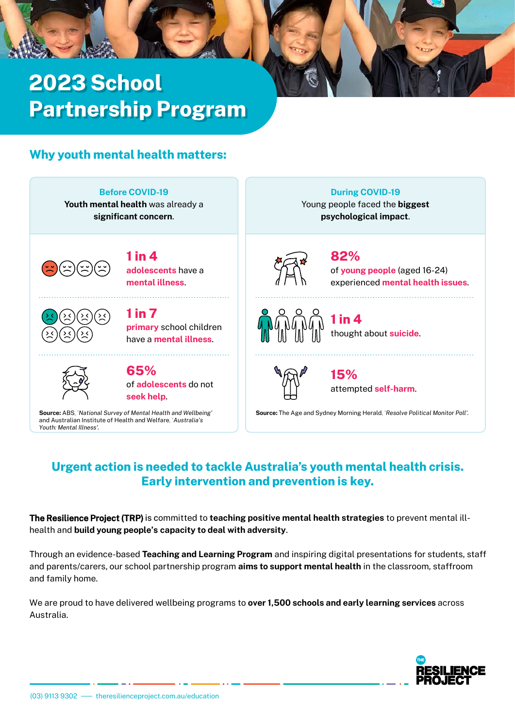# 2023 School Partnership Program

## Why youth mental health matters:

### Before COVID-19

**Youth mental health** was already a **significant concern**.

**1 in 4**
**adolescents** have a **mental illness**.

**1 in 7**
**primary** school children have a **mental illness**.

**65%**
of **adolescents** do not **seek help**.

**Source:** ABS, *'National Survey of Mental Health and Wellbeing'* and Australian Institute of Health and Welfare, *'Australia's Youth: Mental Illness'*.

### During COVID-19

Young people faced the **biggest psychological impact**.

**82%**
of **young people** (aged 16-24) experienced **mental health issues**.

**1 in 4**
thought about **suicide**.

**15%**
attempted **self-harm**.

**Source:** The Age and Sydney Morning Herald, *'Resolve Political Monitor Poll'*.

## Urgent action is needed to tackle Australia's youth mental health crisis. Early intervention and prevention is key.

**The Resilience Project (TRP)** is committed to **teaching positive mental health strategies** to prevent mental ill-health and **build young people's capacity to deal with adversity**.

Through an evidence-based **Teaching and Learning Program** and inspiring digital presentations for students, staff and parents/carers, our school partnership program **aims to support mental health** in the classroom, staffroom and family home.

We are proud to have delivered wellbeing programs to **over 1,500 schools and early learning services** across Australia.

THE RESILIENCE PROJECT

(03) 9113 9302 — theresilienceproject.com.au/education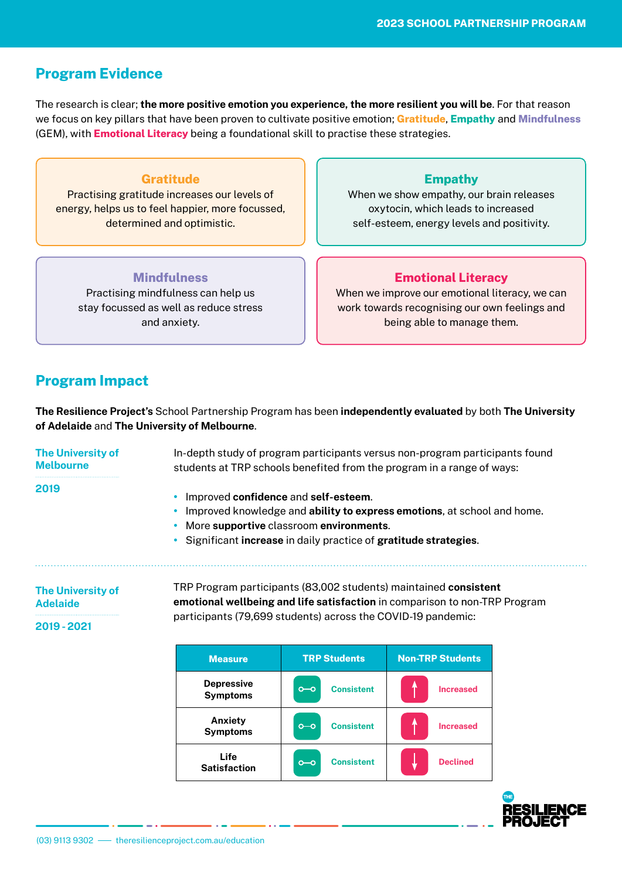## Program Evidence

The research is clear; **the more positive emotion you experience, the more resilient you will be**. For that reason we focus on key pillars that have been proven to cultivate positive emotion; **Gratitude**, **Empathy** and **Mindfulness** (GEM), with **Emotional Literacy** being a foundational skill to practise these strategies.

### Gratitude

Practising gratitude increases our levels of energy, helps us to feel happier, more focussed, determined and optimistic.

### Empathy

When we show empathy, our brain releases oxytocin, which leads to increased self-esteem, energy levels and positivity.

### Mindfulness

Practising mindfulness can help us stay focussed as well as reduce stress and anxiety.

### Emotional Literacy

When we improve our emotional literacy, we can work towards recognising our own feelings and being able to manage them.

## Program Impact

**The Resilience Project's** School Partnership Program has been **independently evaluated** by both **The University of Adelaide** and **The University of Melbourne**.

### The University of Melbourne

**2019**

In-depth study of program participants versus non-program participants found students at TRP schools benefited from the program in a range of ways:

- Improved **confidence** and **self-esteem**.
- Improved knowledge and **ability to express emotions**, at school and home.
- More **supportive** classroom **environments**.
- Significant **increase** in daily practice of **gratitude strategies**.

### The University of Adelaide

**2019 - 2021**

TRP Program participants (83,002 students) maintained **consistent emotional wellbeing and life satisfaction** in comparison to non-TRP Program participants (79,699 students) across the COVID-19 pandemic:

| Measure | TRP Students | Non-TRP Students |
|---|---|---|
| Depressive Symptoms | Consistent | Increased |
| Anxiety Symptoms | Consistent | Increased |
| Life Satisfaction | Consistent | Declined |

(03) 9113 9302 —— theresilienceproject.com.au/education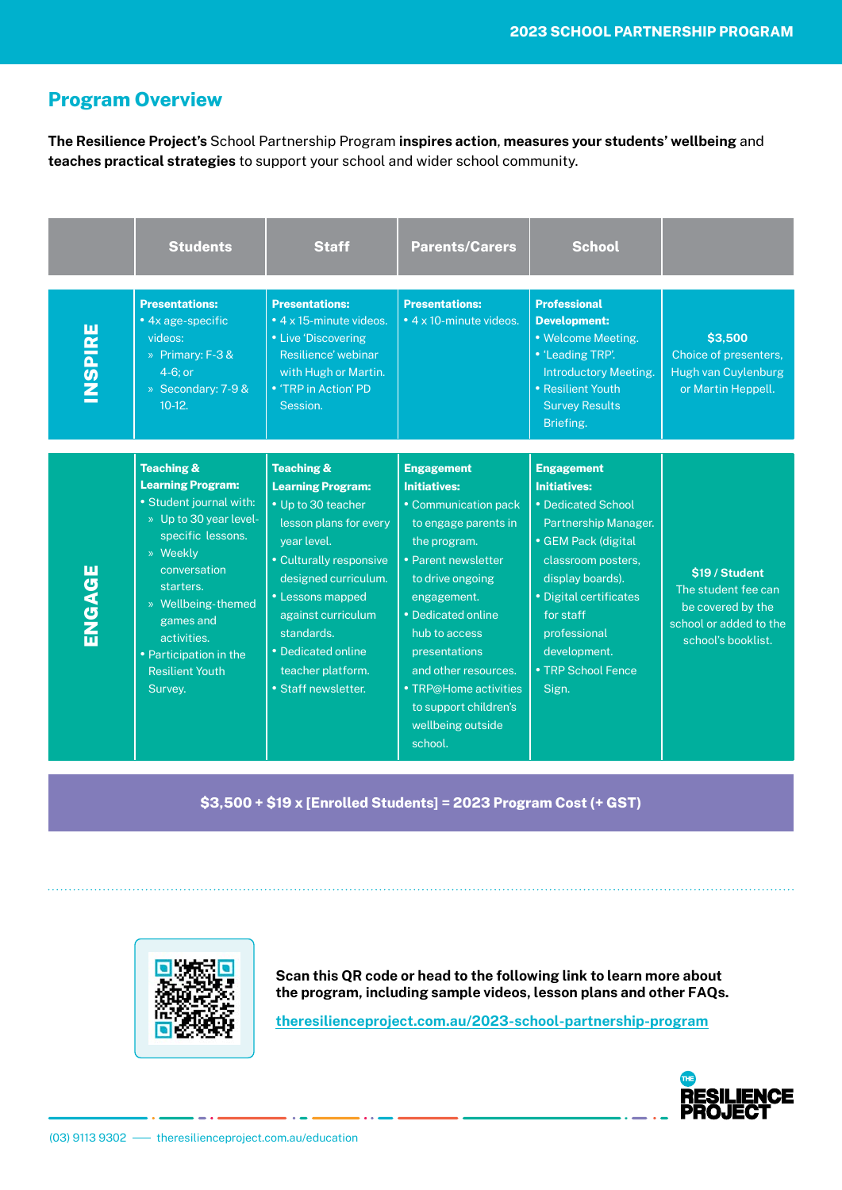## Program Overview

**The Resilience Project's** School Partnership Program **inspires action**, **measures your students' wellbeing** and **teaches practical strategies** to support your school and wider school community.

| | Students | Staff | Parents/Carers | School | |
|---|---|---|---|---|---|
| **INSPIRE** | **Presentations:** • 4x age-specific videos: » Primary: F-3 & 4-6; or » Secondary: 7-9 & 10-12. | **Presentations:** • 4 x 15-minute videos. • Live 'Discovering Resilience' webinar with Hugh or Martin. • 'TRP in Action' PD Session. | **Presentations:** • 4 x 10-minute videos. | **Professional Development:** • Welcome Meeting. • 'Leading TRP'. Introductory Meeting. • Resilient Youth Survey Results Briefing. | **$3,500** Choice of presenters, Hugh van Cuylenburg or Martin Heppell. |
| **ENGAGE** | **Teaching & Learning Program:** • Student journal with: » Up to 30 year level-specific lessons. » Weekly conversation starters. » Wellbeing-themed games and activities. • Participation in the Resilient Youth Survey. | **Teaching & Learning Program:** • Up to 30 teacher lesson plans for every year level. • Culturally responsive designed curriculum. • Lessons mapped against curriculum standards. • Dedicated online teacher platform. • Staff newsletter. | **Engagement Initiatives:** • Communication pack to engage parents in the program. • Parent newsletter to drive ongoing engagement. • Dedicated online hub to access presentations and other resources. • TRP@Home activities to support children's wellbeing outside school. | **Engagement Initiatives:** • Dedicated School Partnership Manager. • GEM Pack (digital classroom posters, display boards). • Digital certificates for staff professional development. • TRP School Fence Sign. | **$19 / Student** The student fee can be covered by the school or added to the school's booklist. |

**$3,500 + $19 x [Enrolled Students] = 2023 Program Cost (+ GST)**

**Scan this QR code or head to the following link to learn more about the program, including sample videos, lesson plans and other FAQs.**

[theresilienceproject.com.au/2023-school-partnership-program](theresilienceproject.com.au/2023-school-partnership-program)

THE RESILIENCE PROJECT

(03) 9113 9302 — theresilienceproject.com.au/education